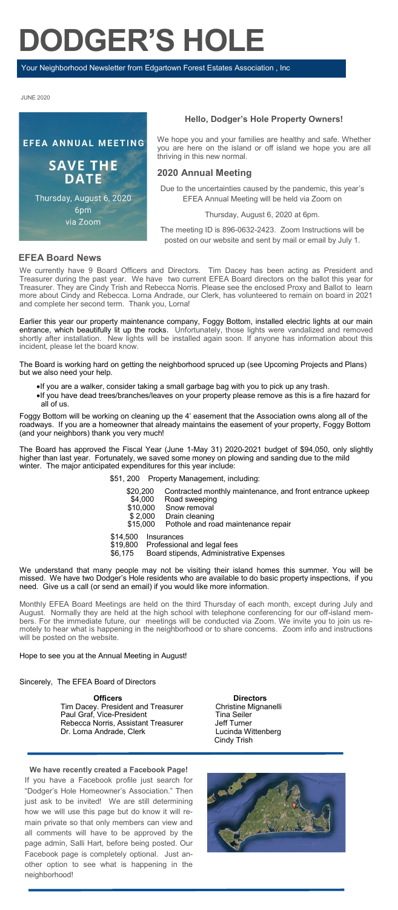# DODGER'S HOLE

Your Neighborhood Newsletter from Edgartown Forest Estates Association , Inc

JUNE 2020

**EFEA ANNUAL MEETING**

**SAVE THE DATE**

Thursday, August 6, 2020
6pm
via Zoom

### Hello, Dodger's Hole Property Owners!

We hope you and your families are healthy and safe. Whether you are here on the island or off island we hope you are all thriving in this new normal.

## 2020 Annual Meeting

Due to the uncertainties caused by the pandemic, this year's EFEA Annual Meeting will be held via Zoom on

Thursday, August 6, 2020 at 6pm.

The meeting ID is 896-0632-2423. Zoom Instructions will be posted on our website and sent by mail or email by July 1.

## EFEA Board News

We currently have 9 Board Officers and Directors. Tim Dacey has been acting as President and Treasurer during the past year. We have two current EFEA Board directors on the ballot this year for Treasurer. They are Cindy Trish and Rebecca Norris. Please see the enclosed Proxy and Ballot to learn more about Cindy and Rebecca. Lorna Andrade, our Clerk, has volunteered to remain on board in 2021 and complete her second term. Thank you, Lorna!

Earlier this year our property maintenance company, Foggy Bottom, installed electric lights at our main entrance, which beautifully lit up the rocks. Unfortunately, those lights were vandalized and removed shortly after installation. New lights will be installed again soon. If anyone has information about this incident, please let the board know.

The Board is working hard on getting the neighborhood spruced up (see Upcoming Projects and Plans) but we also need your help.

- If you are a walker, consider taking a small garbage bag with you to pick up any trash.
- If you have dead trees/branches/leaves on your property please remove as this is a fire hazard for all of us.

Foggy Bottom will be working on cleaning up the 4' easement that the Association owns along all of the roadways. If you are a homeowner that already maintains the easement of your property, Foggy Bottom (and your neighbors) thank you very much!

The Board has approved the Fiscal Year (June 1-May 31) 2020-2021 budget of $94,050, only slightly higher than last year. Fortunately, we saved some money on plowing and sanding due to the mild winter. The major anticipated expenditures for this year include:

$51, 200 Property Management, including:

| | |
|---|---|
| $20,200 | Contracted monthly maintenance, and front entrance upkeep |
| $4,000 | Road sweeping |
| $10,000 | Snow removal |
| $ 2,000 | Drain cleaning |
| $15,000 | Pothole and road maintenance repair |

| | |
|---|---|
| $14,500 | Insurances |
| $19,800 | Professional and legal fees |
| $6,175 | Board stipends, Administrative Expenses |

We understand that many people may not be visiting their island homes this summer. You will be missed. We have two Dodger's Hole residents who are available to do basic property inspections, if you need. Give us a call (or send an email) if you would like more information.

Monthly EFEA Board Meetings are held on the third Thursday of each month, except during July and August. Normally they are held at the high school with telephone conferencing for our off-island members. For the immediate future, our meetings will be conducted via Zoom. We invite you to join us remotely to hear what is happening in the neighborhood or to share concerns. Zoom info and instructions will be posted on the website.

Hope to see you at the Annual Meeting in August!

Sincerely, The EFEA Board of Directors

| **Officers** | **Directors** |
|---|---|
| Tim Dacey. President and Treasurer | Christine Mignanelli |
| Paul Graf, Vice-President | Tina Seiler |
| Rebecca Norris, Assistant Treasurer | Jeff Turner |
| Dr. Lorna Andrade, Clerk | Lucinda Wittenberg |
| | Cindy Trish |

**We have recently created a Facebook Page!**

If you have a Facebook profile just search for "Dodger's Hole Homeowner's Association." Then just ask to be invited! We are still determining how we will use this page but do know it will remain private so that only members can view and all comments will have to be approved by the page admin, Salli Hart, before being posted. Our Facebook page is completely optional. Just another option to see what is happening in the neighborhood!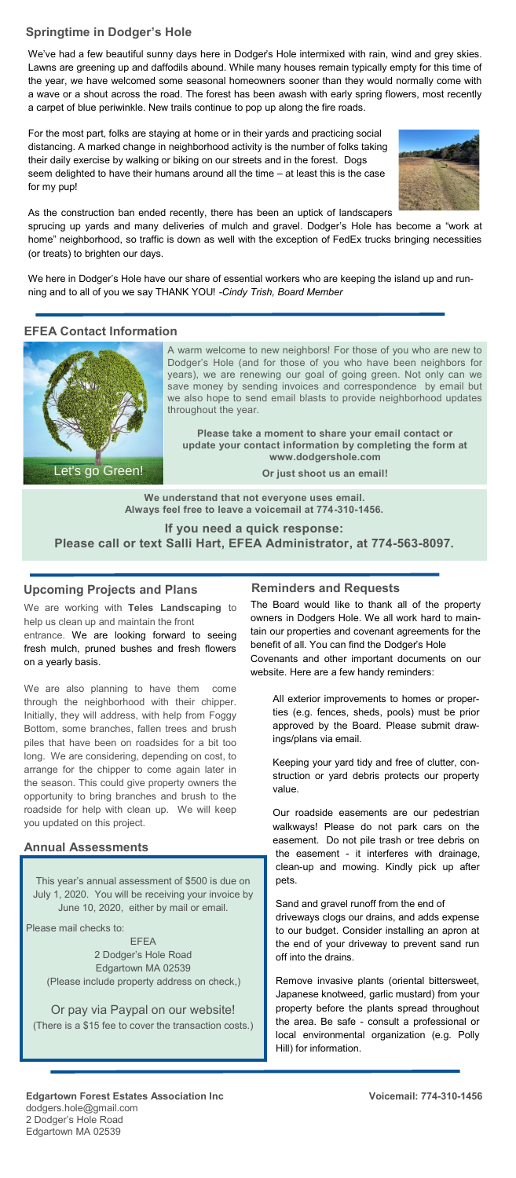## Springtime in Dodger's Hole

We've had a few beautiful sunny days here in Dodger's Hole intermixed with rain, wind and grey skies. Lawns are greening up and daffodils abound. While many houses remain typically empty for this time of the year, we have welcomed some seasonal homeowners sooner than they would normally come with a wave or a shout across the road. The forest has been awash with early spring flowers, most recently a carpet of blue periwinkle. New trails continue to pop up along the fire roads.

For the most part, folks are staying at home or in their yards and practicing social distancing. A marked change in neighborhood activity is the number of folks taking their daily exercise by walking or biking on our streets and in the forest. Dogs seem delighted to have their humans around all the time – at least this is the case for my pup!

As the construction ban ended recently, there has been an uptick of landscapers sprucing up yards and many deliveries of mulch and gravel. Dodger's Hole has become a "work at home" neighborhood, so traffic is down as well with the exception of FedEx trucks bringing necessities (or treats) to brighten our days.

We here in Dodger's Hole have our share of essential workers who are keeping the island up and running and to all of you we say THANK YOU! *-Cindy Trish, Board Member*

## EFEA Contact Information

Let's go Green!

A warm welcome to new neighbors! For those of you who are new to Dodger's Hole (and for those of you who have been neighbors for years), we are renewing our goal of going green. Not only can we save money by sending invoices and correspondence by email but we also hope to send email blasts to provide neighborhood updates throughout the year.

**Please take a moment to share your email contact or update your contact information by completing the form at www.dodgershole.com**

**Or just shoot us an email!**

**We understand that not everyone uses email. Always feel free to leave a voicemail at 774-310-1456.**

**If you need a quick response: Please call or text Salli Hart, EFEA Administrator, at 774-563-8097.**

## Upcoming Projects and Plans

We are working with **Teles Landscaping** to help us clean up and maintain the front entrance. We are looking forward to seeing fresh mulch, pruned bushes and fresh flowers on a yearly basis.

We are also planning to have them come through the neighborhood with their chipper. Initially, they will address, with help from Foggy Bottom, some branches, fallen trees and brush piles that have been on roadsides for a bit too long. We are considering, depending on cost, to arrange for the chipper to come again later in the season. This could give property owners the opportunity to bring branches and brush to the roadside for help with clean up. We will keep you updated on this project.

## Annual Assessments

This year's annual assessment of $500 is due on July 1, 2020. You will be receiving your invoice by June 10, 2020, either by mail or email.

Please mail checks to:

EFEA
2 Dodger's Hole Road
Edgartown MA 02539
(Please include property address on check,)

Or pay via Paypal on our website!
(There is a $15 fee to cover the transaction costs.)

## Reminders and Requests

The Board would like to thank all of the property owners in Dodgers Hole. We all work hard to maintain our properties and covenant agreements for the benefit of all. You can find the Dodger's Hole Covenants and other important documents on our website. Here are a few handy reminders:

All exterior improvements to homes or properties (e.g. fences, sheds, pools) must be prior approved by the Board. Please submit drawings/plans via email.

Keeping your yard tidy and free of clutter, construction or yard debris protects our property value.

Our roadside easements are our pedestrian walkways! Please do not park cars on the easement. Do not pile trash or tree debris on the easement - it interferes with drainage, clean-up and mowing. Kindly pick up after pets.

Sand and gravel runoff from the end of driveways clogs our drains, and adds expense to our budget. Consider installing an apron at the end of your driveway to prevent sand run off into the drains.

Remove invasive plants (oriental bittersweet, Japanese knotweed, garlic mustard) from your property before the plants spread throughout the area. Be safe - consult a professional or local environmental organization (e.g. Polly Hill) for information.

**Edgartown Forest Estates Association Inc**
dodgers.hole@gmail.com
2 Dodger's Hole Road
Edgartown MA 02539

**Voicemail: 774-310-1456**